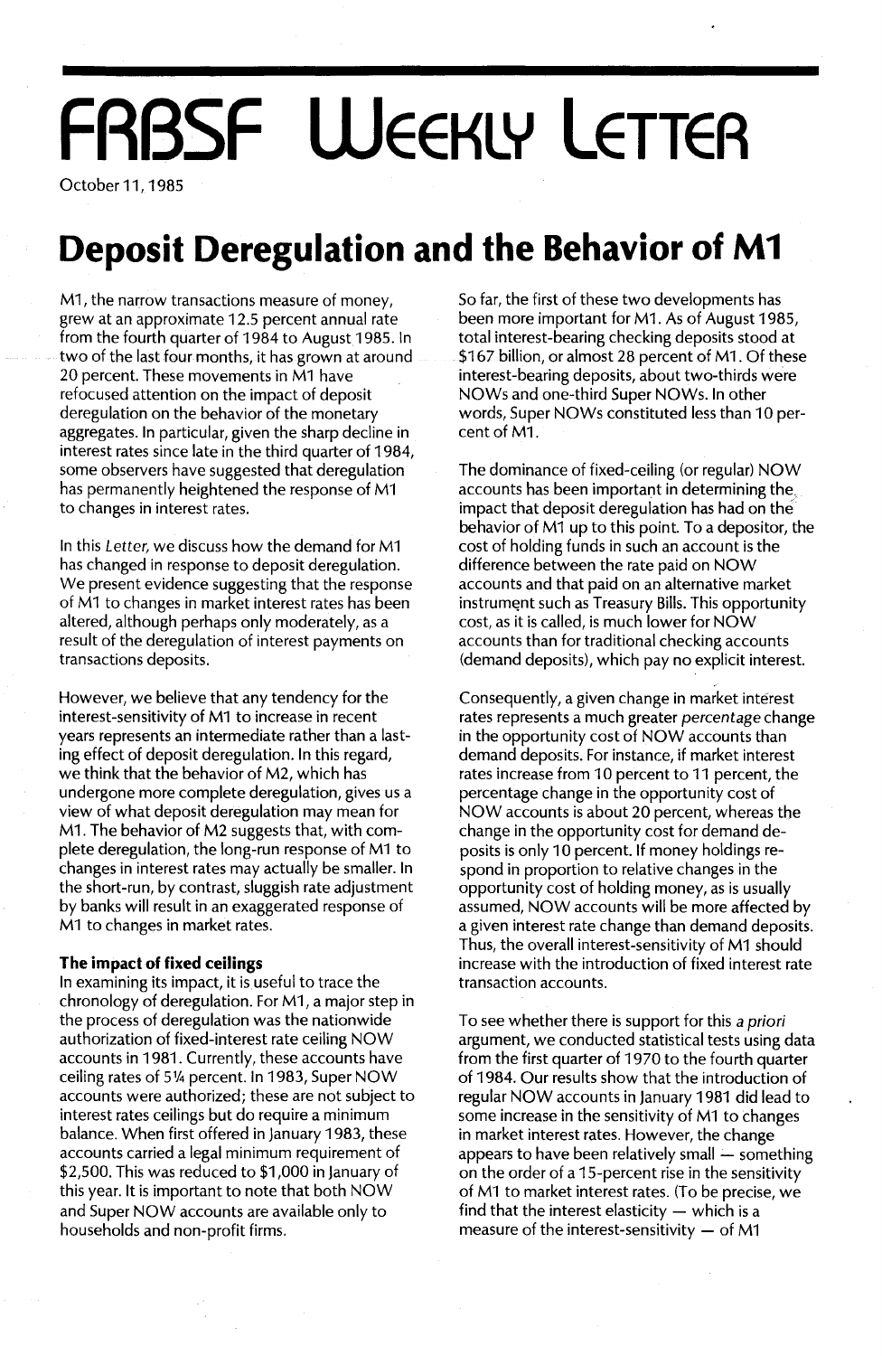# FRBSF WEEKLY LETTER

October 11, 1985

## Deposit Deregulation and the Behavior of M1

M1, the narrow transactions measure of money, grew at an approximate 12.5 percent annual rate from the fourth quarter of 1984 to August 1985. In two of the last four months, it has grown at around 20 percent. These movements in M1 have refocused attention on the impact of deposit deregulation on the behavior of the monetary aggregates. In particular, given the sharp decline in interest rates since late in the third quarter of 1984, some observers have suggested that deregulation has permanently heightened the response of M1 to changes in interest rates.

In this *Letter*, we discuss how the demand for M1 has changed in response to deposit deregulation. We present evidence suggesting that the response of M1 to changes in market interest rates has been altered, although perhaps only moderately, as a result of the deregulation of interest payments on transactions deposits.

However, we believe that any tendency for the interest-sensitivity of M1 to increase in recent years represents an intermediate rather than a lasting effect of deposit deregulation. In this regard, we think that the behavior of M2, which has undergone more complete deregulation, gives us a view of what deposit deregulation may mean for M1. The behavior of M2 suggests that, with complete deregulation, the long-run response of M1 to changes in interest rates may actually be smaller. In the short-run, by contrast, sluggish rate adjustment by banks will result in an exaggerated response of M1 to changes in market rates.

### The impact of fixed ceilings

In examining its impact, it is useful to trace the chronology of deregulation. For M1, a major step in the process of deregulation was the nationwide authorization of fixed-interest rate ceiling NOW accounts in 1981. Currently, these accounts have ceiling rates of 5¼ percent. In 1983, Super NOW accounts were authorized; these are not subject to interest rates ceilings but do require a minimum balance. When first offered in January 1983, these accounts carried a legal minimum requirement of $2,500. This was reduced to $1,000 in January of this year. It is important to note that both NOW and Super NOW accounts are available only to households and non-profit firms.

So far, the first of these two developments has been more important for M1. As of August 1985, total interest-bearing checking deposits stood at $167 billion, or almost 28 percent of M1. Of these interest-bearing deposits, about two-thirds were NOWs and one-third Super NOWs. In other words, Super NOWs constituted less than 10 percent of M1.

The dominance of fixed-ceiling (or regular) NOW accounts has been important in determining the impact that deposit deregulation has had on the behavior of M1 up to this point. To a depositor, the cost of holding funds in such an account is the difference between the rate paid on NOW accounts and that paid on an alternative market instrument such as Treasury Bills. This opportunity cost, as it is called, is much lower for NOW accounts than for traditional checking accounts (demand deposits), which pay no explicit interest.

Consequently, a given change in market interest rates represents a much greater *percentage* change in the opportunity cost of NOW accounts than demand deposits. For instance, if market interest rates increase from 10 percent to 11 percent, the percentage change in the opportunity cost of NOW accounts is about 20 percent, whereas the change in the opportunity cost for demand deposits is only 10 percent. If money holdings respond in proportion to relative changes in the opportunity cost of holding money, as is usually assumed, NOW accounts will be more affected by a given interest rate change than demand deposits. Thus, the overall interest-sensitivity of M1 should increase with the introduction of fixed interest rate transaction accounts.

To see whether there is support for this *a priori* argument, we conducted statistical tests using data from the first quarter of 1970 to the fourth quarter of 1984. Our results show that the introduction of regular NOW accounts in January 1981 did lead to some increase in the sensitivity of M1 to changes in market interest rates. However, the change appears to have been relatively small — something on the order of a 15-percent rise in the sensitivity of M1 to market interest rates. (To be precise, we find that the interest elasticity — which is a measure of the interest-sensitivity — of M1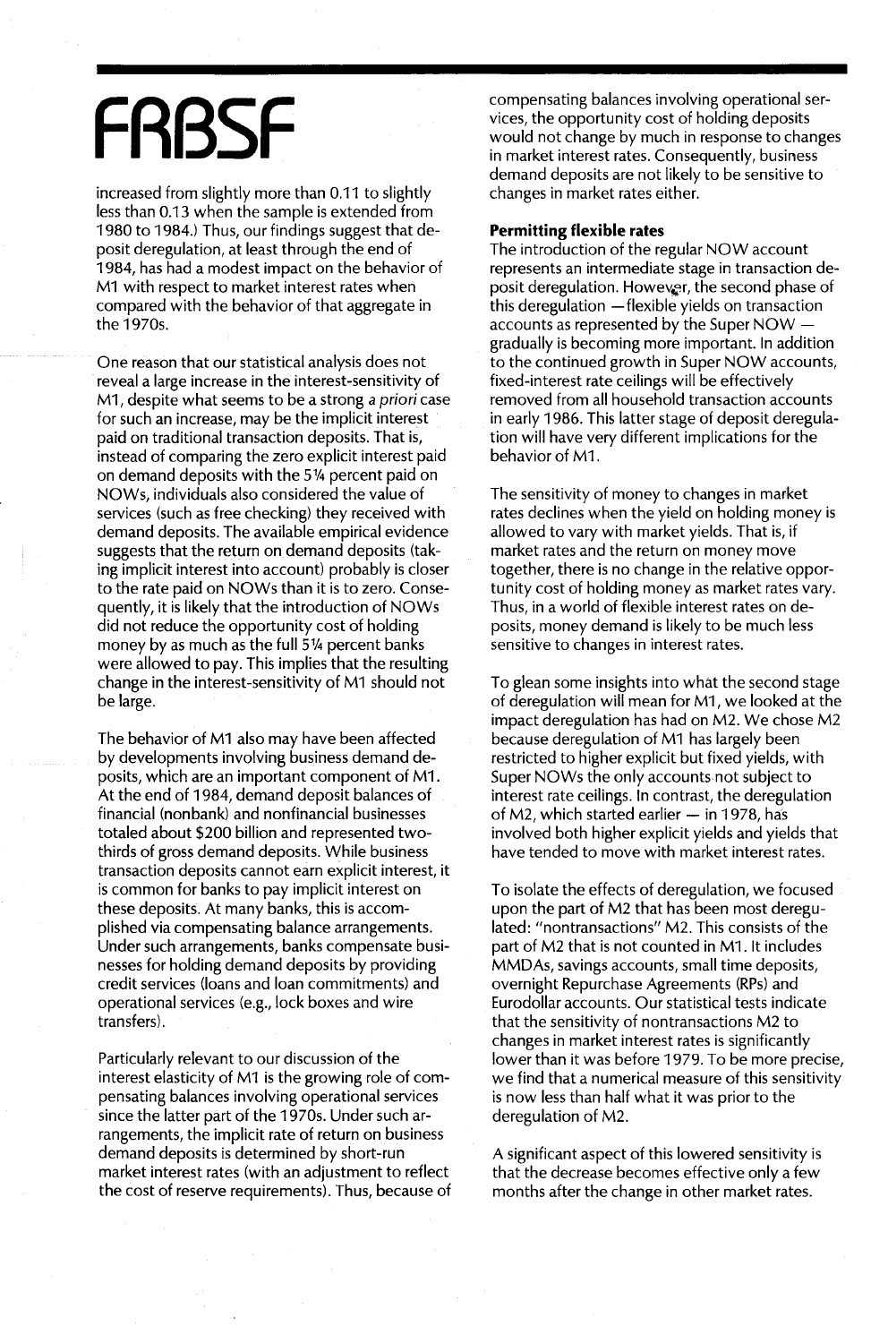increased from slightly more than 0.11 to slightly less than 0.13 when the sample is extended from 1980 to 1984.) Thus, our findings suggest that deposit deregulation, at least through the end of 1984, has had a modest impact on the behavior of M1 with respect to market interest rates when compared with the behavior of that aggregate in the 1970s.

One reason that our statistical analysis does not reveal a large increase in the interest-sensitivity of M1, despite what seems to be a strong *a priori* case for such an increase, may be the implicit interest paid on traditional transaction deposits. That is, instead of comparing the zero explicit interest paid on demand deposits with the 5¼ percent paid on NOWs, individuals also considered the value of services (such as free checking) they received with demand deposits. The available empirical evidence suggests that the return on demand deposits (taking implicit interest into account) probably is closer to the rate paid on NOWs than it is to zero. Consequently, it is likely that the introduction of NOWs did not reduce the opportunity cost of holding money by as much as the full 5¼ percent banks were allowed to pay. This implies that the resulting change in the interest-sensitivity of M1 should not be large.

The behavior of M1 also may have been affected by developments involving business demand deposits, which are an important component of M1. At the end of 1984, demand deposit balances of financial (nonbank) and nonfinancial businesses totaled about $200 billion and represented two-thirds of gross demand deposits. While business transaction deposits cannot earn explicit interest, it is common for banks to pay implicit interest on these deposits. At many banks, this is accomplished via compensating balance arrangements. Under such arrangements, banks compensate businesses for holding demand deposits by providing credit services (loans and loan commitments) and operational services (e.g., lock boxes and wire transfers).

Particularly relevant to our discussion of the interest elasticity of M1 is the growing role of compensating balances involving operational services since the latter part of the 1970s. Under such arrangements, the implicit rate of return on business demand deposits is determined by short-run market interest rates (with an adjustment to reflect the cost of reserve requirements). Thus, because of compensating balances involving operational services, the opportunity cost of holding deposits would not change by much in response to changes in market interest rates. Consequently, business demand deposits are not likely to be sensitive to changes in market rates either.

**Permitting flexible rates**

The introduction of the regular NOW account represents an intermediate stage in transaction deposit deregulation. However, the second phase of this deregulation —flexible yields on transaction accounts as represented by the Super NOW — gradually is becoming more important. In addition to the continued growth in Super NOW accounts, fixed-interest rate ceilings will be effectively removed from all household transaction accounts in early 1986. This latter stage of deposit deregulation will have very different implications for the behavior of M1.

The sensitivity of money to changes in market rates declines when the yield on holding money is allowed to vary with market yields. That is, if market rates and the return on money move together, there is no change in the relative opportunity cost of holding money as market rates vary. Thus, in a world of flexible interest rates on deposits, money demand is likely to be much less sensitive to changes in interest rates.

To glean some insights into what the second stage of deregulation will mean for M1, we looked at the impact deregulation has had on M2. We chose M2 because deregulation of M1 has largely been restricted to higher explicit but fixed yields, with Super NOWs the only accounts not subject to interest rate ceilings. In contrast, the deregulation of M2, which started earlier — in 1978, has involved both higher explicit yields and yields that have tended to move with market interest rates.

To isolate the effects of deregulation, we focused upon the part of M2 that has been most deregulated: "nontransactions" M2. This consists of the part of M2 that is not counted in M1. It includes MMDAs, savings accounts, small time deposits, overnight Repurchase Agreements (RPs) and Eurodollar accounts. Our statistical tests indicate that the sensitivity of nontransactions M2 to changes in market interest rates is significantly lower than it was before 1979. To be more precise, we find that a numerical measure of this sensitivity is now less than half what it was prior to the deregulation of M2.

A significant aspect of this lowered sensitivity is that the decrease becomes effective only a few months after the change in other market rates.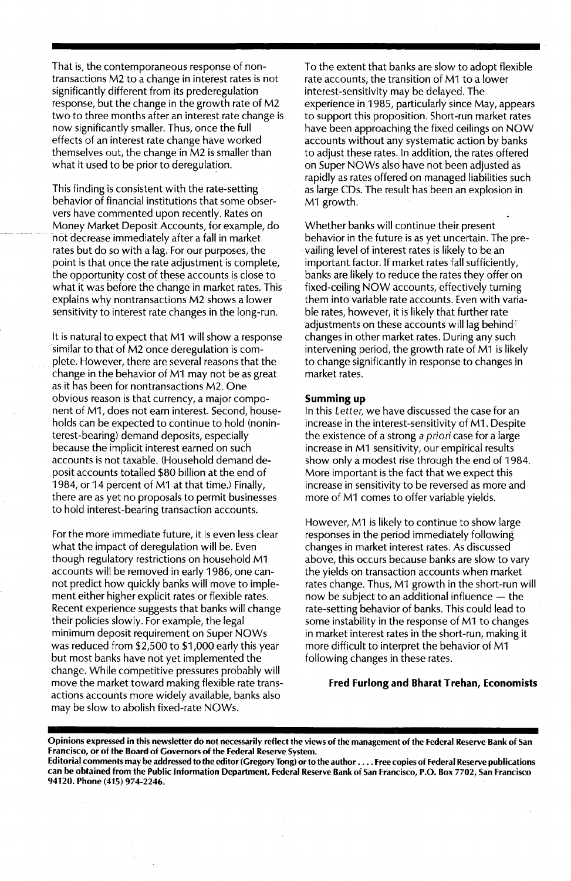That is, the contemporaneous response of nontransactions M2 to a change in interest rates is not significantly different from its prederegulation response, but the change in the growth rate of M2 two to three months after an interest rate change is now significantly smaller. Thus, once the full effects of an interest rate change have worked themselves out, the change in M2 is smaller than what it used to be prior to deregulation.

This finding is consistent with the rate-setting behavior of financial institutions that some observers have commented upon recently. Rates on Money Market Deposit Accounts, for example, do not decrease immediately after a fall in market rates but do so with a lag. For our purposes, the point is that once the rate adjustment is complete, the opportunity cost of these accounts is close to what it was before the change in market rates. This explains why nontransactions M2 shows a lower sensitivity to interest rate changes in the long-run.

It is natural to expect that M1 will show a response similar to that of M2 once deregulation is complete. However, there are several reasons that the change in the behavior of M1 may not be as great as it has been for nontransactions M2. One obvious reason is that currency, a major component of M1, does not earn interest. Second, households can be expected to continue to hold (noninterest-bearing) demand deposits, especially because the implicit interest earned on such accounts is not taxable. (Household demand deposit accounts totalled $80 billion at the end of 1984, or 14 percent of M1 at that time.) Finally, there are as yet no proposals to permit businesses to hold interest-bearing transaction accounts.

For the more immediate future, it is even less clear what the impact of deregulation will be. Even though regulatory restrictions on household M1 accounts will be removed in early 1986, one cannot predict how quickly banks will move to implement either higher explicit rates or flexible rates. Recent experience suggests that banks will change their policies slowly. For example, the legal minimum deposit requirement on Super NOWs was reduced from $2,500 to $1,000 early this year but most banks have not yet implemented the change. While competitive pressures probably will move the market toward making flexible rate transactions accounts more widely available, banks also may be slow to abolish fixed-rate NOWs.

To the extent that banks are slow to adopt flexible rate accounts, the transition of M1 to a lower interest-sensitivity may be delayed. The experience in 1985, particularly since May, appears to support this proposition. Short-run market rates have been approaching the fixed ceilings on NOW accounts without any systematic action by banks to adjust these rates. In addition, the rates offered on Super NOWs also have not been adjusted as rapidly as rates offered on managed liabilities such as large CDs. The result has been an explosion in M1 growth.

Whether banks will continue their present behavior in the future is as yet uncertain. The prevailing level of interest rates is likely to be an important factor. If market rates fall sufficiently, banks are likely to reduce the rates they offer on fixed-ceiling NOW accounts, effectively turning them into variable rate accounts. Even with variable rates, however, it is likely that further rate adjustments on these accounts will lag behind changes in other market rates. During any such intervening period, the growth rate of M1 is likely to change significantly in response to changes in market rates.

**Summing up**

In this *Letter*, we have discussed the case for an increase in the interest-sensitivity of M1. Despite the existence of a strong *a priori* case for a large increase in M1 sensitivity, our empirical results show only a modest rise through the end of 1984. More important is the fact that we expect this increase in sensitivity to be reversed as more and more of M1 comes to offer variable yields.

However, M1 is likely to continue to show large responses in the period immediately following changes in market interest rates. As discussed above, this occurs because banks are slow to vary the yields on transaction accounts when market rates change. Thus, M1 growth in the short-run will now be subject to an additional influence — the rate-setting behavior of banks. This could lead to some instability in the response of M1 to changes in market interest rates in the short-run, making it more difficult to interpret the behavior of M1 following changes in these rates.

**Fred Furlong and Bharat Trehan, Economists**

**Opinions expressed in this newsletter do not necessarily reflect the views of the management of the Federal Reserve Bank of San Francisco, or of the Board of Governors of the Federal Reserve System.**

**Editorial comments may be addressed to the editor (Gregory Tong) or to the author . . . . Free copies of Federal Reserve publications can be obtained from the Public Information Department, Federal Reserve Bank of San Francisco, P.O. Box 7702, San Francisco 94120. Phone (415) 974-2246.**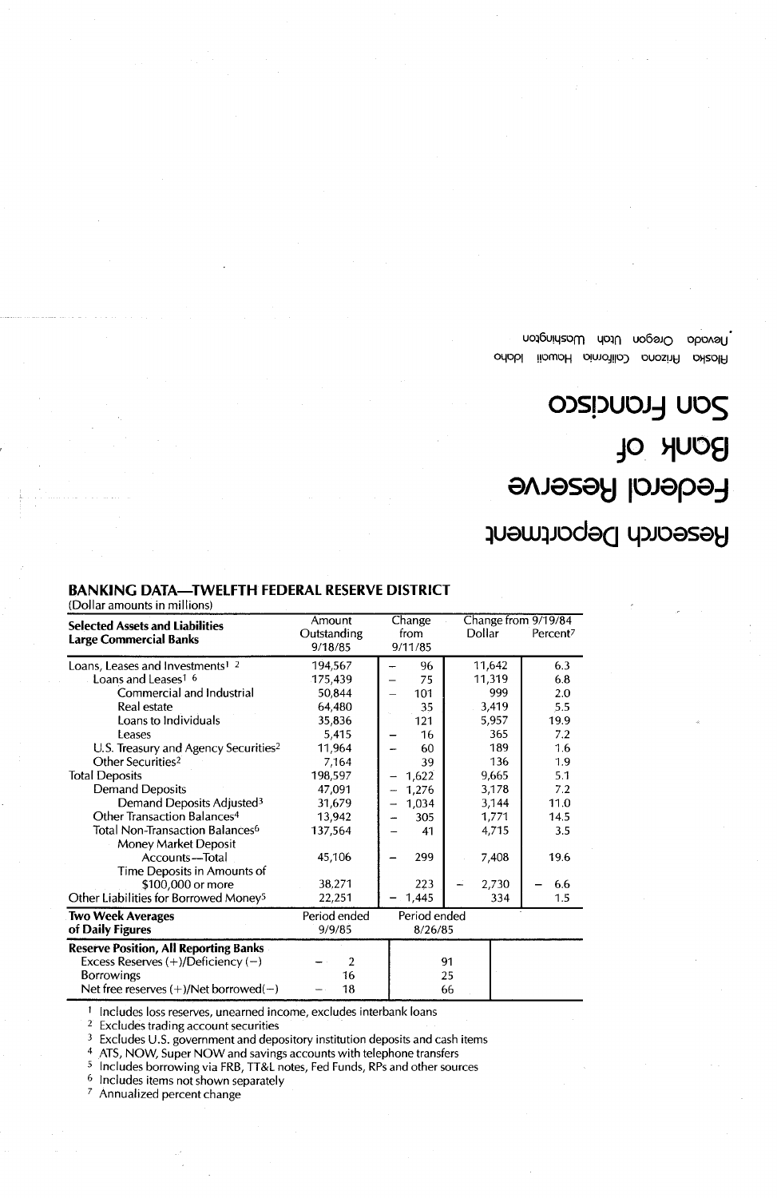Research Department

Federal Reserve

Bank of

San Francisco

Alaska Arizona California Hawaii Idaho

Nevada Oregon Utah Washington

## BANKING DATA—TWELFTH FEDERAL RESERVE DISTRICT

(Dollar amounts in millions)

| Selected Assets and Liabilities Large Commercial Banks | Amount Outstanding 9/18/85 | Change from 9/11/85 | Change from 9/19/84 Dollar | Percent[7] |
|---|---|---|---|---|
| Loans, Leases and Investments[1] [2] | 194,567 | − 96 | 11,642 | 6.3 |
| Loans and Leases[1] [6] | 175,439 | − 75 | 11,319 | 6.8 |
| Commercial and Industrial | 50,844 | − 101 | 999 | 2.0 |
| Real estate | 64,480 | 35 | 3,419 | 5.5 |
| Loans to Individuals | 35,836 | 121 | 5,957 | 19.9 |
| Leases | 5,415 | − 16 | 365 | 7.2 |
| U.S. Treasury and Agency Securities[2] | 11,964 | − 60 | 189 | 1.6 |
| Other Securities[2] | 7,164 | 39 | 136 | 1.9 |
| Total Deposits | 198,597 | − 1,622 | 9,665 | 5.1 |
| Demand Deposits | 47,091 | − 1,276 | 3,178 | 7.2 |
| Demand Deposits Adjusted[3] | 31,679 | − 1,034 | 3,144 | 11.0 |
| Other Transaction Balances[4] | 13,942 | − 305 | 1,771 | 14.5 |
| Total Non-Transaction Balances[6] | 137,564 | − 41 | 4,715 | 3.5 |
| Money Market Deposit Accounts—Total | 45,106 | − 299 | 7,408 | 19.6 |
| Time Deposits in Amounts of $100,000 or more | 38,271 | 223 | − 2,730 | − 6.6 |
| Other Liabilities for Borrowed Money[5] | 22,251 | − 1,445 | 334 | 1.5 |

| Two Week Averages of Daily Figures | Period ended 9/9/85 | Period ended 8/26/85 |
|---|---|---|
| **Reserve Position, All Reporting Banks** | | |
| Excess Reserves (+)/Deficiency (−) | − 2 | 91 |
| Borrowings | 16 | 25 |
| Net free reserves (+)/Net borrowed(−) | − 18 | 66 |

[1] Includes loss reserves, unearned income, excludes interbank loans
[2] Excludes trading account securities
[3] Excludes U.S. government and depository institution deposits and cash items
[4] ATS, NOW, Super NOW and savings accounts with telephone transfers
[5] Includes borrowing via FRB, TT&L notes, Fed Funds, RPs and other sources
[6] Includes items not shown separately
[7] Annualized percent change